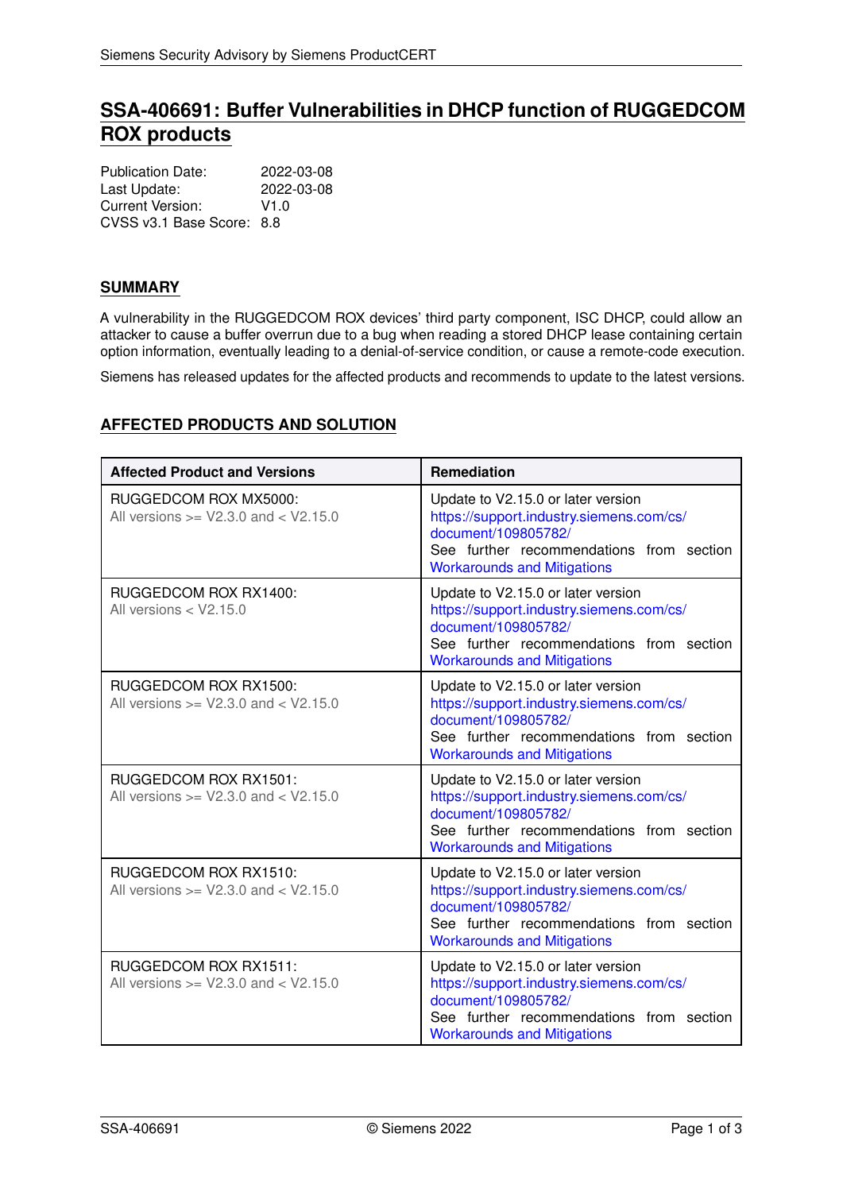# SSA-406691: Buffer Vulnerabilities in DHCP function of RUGGEDCOM ROX products

Publication Date: 2022-03-08
Last Update: 2022-03-08
Current Version: V1.0
CVSS v3.1 Base Score: 8.8

## SUMMARY

A vulnerability in the RUGGEDCOM ROX devices' third party component, ISC DHCP, could allow an attacker to cause a buffer overrun due to a bug when reading a stored DHCP lease containing certain option information, eventually leading to a denial-of-service condition, or cause a remote-code execution.

Siemens has released updates for the affected products and recommends to update to the latest versions.

## AFFECTED PRODUCTS AND SOLUTION

| Affected Product and Versions | Remediation |
|---|---|
| RUGGEDCOM ROX MX5000:<br>All versions >= V2.3.0 and < V2.15.0 | Update to V2.15.0 or later version<br>https://support.industry.siemens.com/cs/document/109805782/<br>See further recommendations from section Workarounds and Mitigations |
| RUGGEDCOM ROX RX1400:<br>All versions < V2.15.0 | Update to V2.15.0 or later version<br>https://support.industry.siemens.com/cs/document/109805782/<br>See further recommendations from section Workarounds and Mitigations |
| RUGGEDCOM ROX RX1500:<br>All versions >= V2.3.0 and < V2.15.0 | Update to V2.15.0 or later version<br>https://support.industry.siemens.com/cs/document/109805782/<br>See further recommendations from section Workarounds and Mitigations |
| RUGGEDCOM ROX RX1501:<br>All versions >= V2.3.0 and < V2.15.0 | Update to V2.15.0 or later version<br>https://support.industry.siemens.com/cs/document/109805782/<br>See further recommendations from section Workarounds and Mitigations |
| RUGGEDCOM ROX RX1510:<br>All versions >= V2.3.0 and < V2.15.0 | Update to V2.15.0 or later version<br>https://support.industry.siemens.com/cs/document/109805782/<br>See further recommendations from section Workarounds and Mitigations |
| RUGGEDCOM ROX RX1511:<br>All versions >= V2.3.0 and < V2.15.0 | Update to V2.15.0 or later version<br>https://support.industry.siemens.com/cs/document/109805782/<br>See further recommendations from section Workarounds and Mitigations |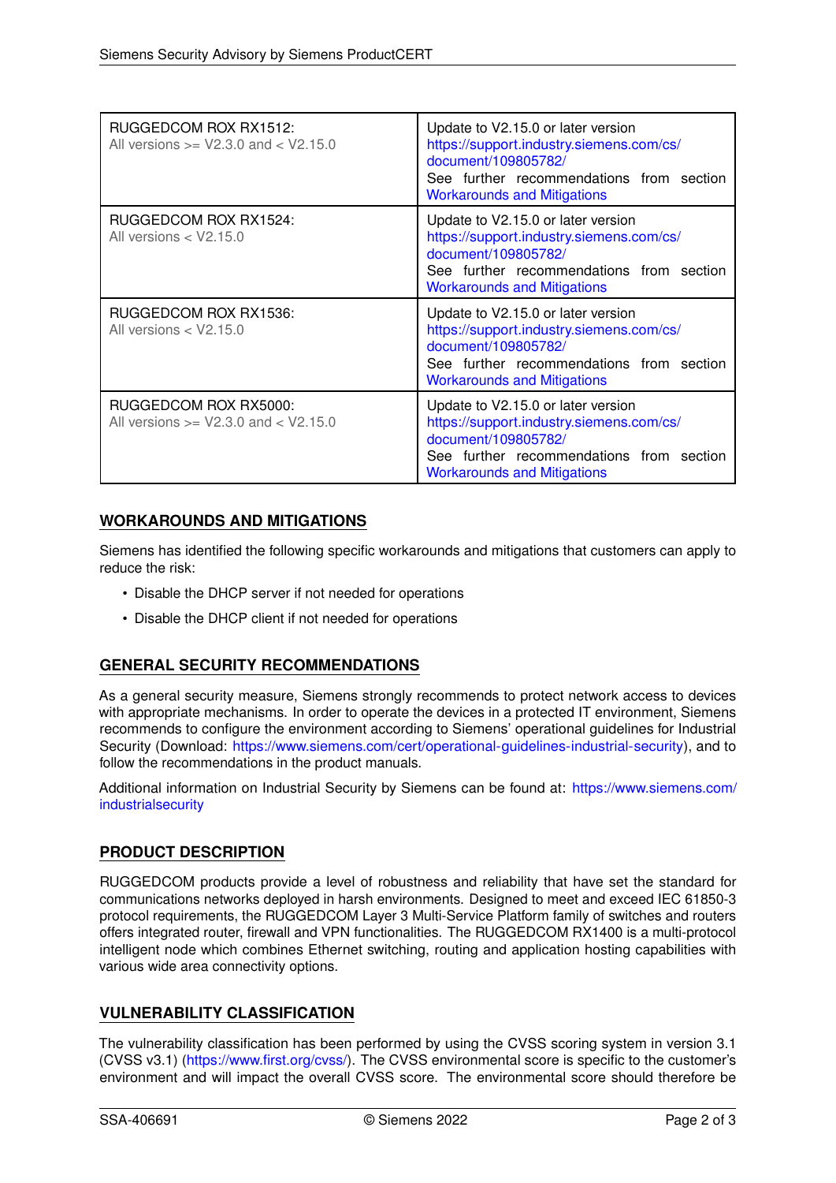| | |
|---|---|
| RUGGEDCOM ROX RX1512:<br>All versions >= V2.3.0 and < V2.15.0 | Update to V2.15.0 or later version<br>https://support.industry.siemens.com/cs/document/109805782/<br>See further recommendations from section Workarounds and Mitigations |
| RUGGEDCOM ROX RX1524:<br>All versions < V2.15.0 | Update to V2.15.0 or later version<br>https://support.industry.siemens.com/cs/document/109805782/<br>See further recommendations from section Workarounds and Mitigations |
| RUGGEDCOM ROX RX1536:<br>All versions < V2.15.0 | Update to V2.15.0 or later version<br>https://support.industry.siemens.com/cs/document/109805782/<br>See further recommendations from section Workarounds and Mitigations |
| RUGGEDCOM ROX RX5000:<br>All versions >= V2.3.0 and < V2.15.0 | Update to V2.15.0 or later version<br>https://support.industry.siemens.com/cs/document/109805782/<br>See further recommendations from section Workarounds and Mitigations |

## WORKAROUNDS AND MITIGATIONS

Siemens has identified the following specific workarounds and mitigations that customers can apply to reduce the risk:

- Disable the DHCP server if not needed for operations
- Disable the DHCP client if not needed for operations

## GENERAL SECURITY RECOMMENDATIONS

As a general security measure, Siemens strongly recommends to protect network access to devices with appropriate mechanisms. In order to operate the devices in a protected IT environment, Siemens recommends to configure the environment according to Siemens' operational guidelines for Industrial Security (Download: https://www.siemens.com/cert/operational-guidelines-industrial-security), and to follow the recommendations in the product manuals.

Additional information on Industrial Security by Siemens can be found at: https://www.siemens.com/industrialsecurity

## PRODUCT DESCRIPTION

RUGGEDCOM products provide a level of robustness and reliability that have set the standard for communications networks deployed in harsh environments. Designed to meet and exceed IEC 61850-3 protocol requirements, the RUGGEDCOM Layer 3 Multi-Service Platform family of switches and routers offers integrated router, firewall and VPN functionalities. The RUGGEDCOM RX1400 is a multi-protocol intelligent node which combines Ethernet switching, routing and application hosting capabilities with various wide area connectivity options.

## VULNERABILITY CLASSIFICATION

The vulnerability classification has been performed by using the CVSS scoring system in version 3.1 (CVSS v3.1) (https://www.first.org/cvss/). The CVSS environmental score is specific to the customer's environment and will impact the overall CVSS score. The environmental score should therefore be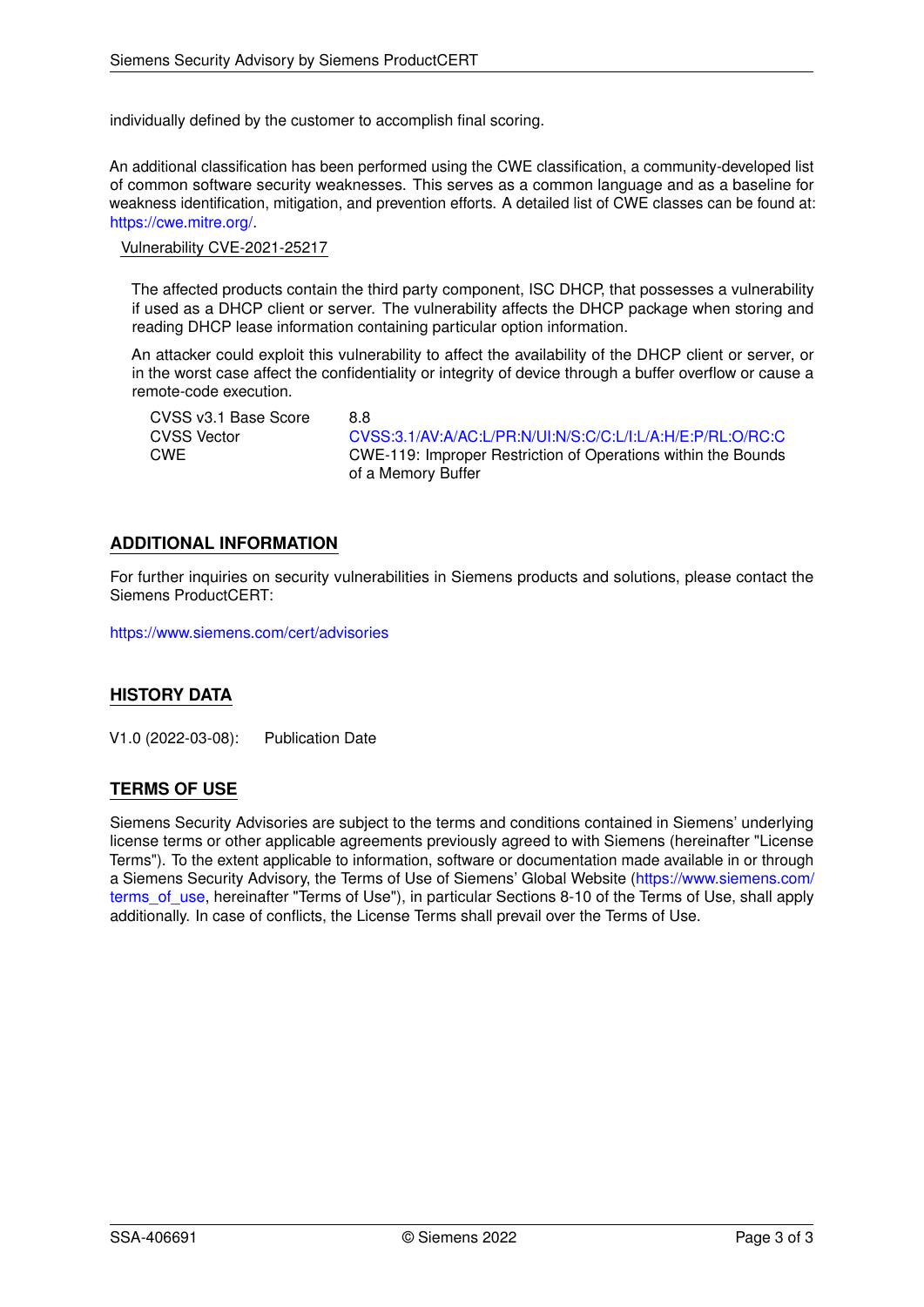individually defined by the customer to accomplish final scoring.

An additional classification has been performed using the CWE classification, a community-developed list of common software security weaknesses. This serves as a common language and as a baseline for weakness identification, mitigation, and prevention efforts. A detailed list of CWE classes can be found at: https://cwe.mitre.org/.

### Vulnerability CVE-2021-25217

The affected products contain the third party component, ISC DHCP, that possesses a vulnerability if used as a DHCP client or server. The vulnerability affects the DHCP package when storing and reading DHCP lease information containing particular option information.

An attacker could exploit this vulnerability to affect the availability of the DHCP client or server, or in the worst case affect the confidentiality or integrity of device through a buffer overflow or cause a remote-code execution.

| | |
|---|---|
| CVSS v3.1 Base Score | 8.8 |
| CVSS Vector | CVSS:3.1/AV:A/AC:L/PR:N/UI:N/S:C/C:L/I:L/A:H/E:P/RL:O/RC:C |
| CWE | CWE-119: Improper Restriction of Operations within the Bounds of a Memory Buffer |

## ADDITIONAL INFORMATION

For further inquiries on security vulnerabilities in Siemens products and solutions, please contact the Siemens ProductCERT:

https://www.siemens.com/cert/advisories

## HISTORY DATA

V1.0 (2022-03-08): Publication Date

## TERMS OF USE

Siemens Security Advisories are subject to the terms and conditions contained in Siemens' underlying license terms or other applicable agreements previously agreed to with Siemens (hereinafter "License Terms"). To the extent applicable to information, software or documentation made available in or through a Siemens Security Advisory, the Terms of Use of Siemens' Global Website (https://www.siemens.com/terms_of_use, hereinafter "Terms of Use"), in particular Sections 8-10 of the Terms of Use, shall apply additionally. In case of conflicts, the License Terms shall prevail over the Terms of Use.